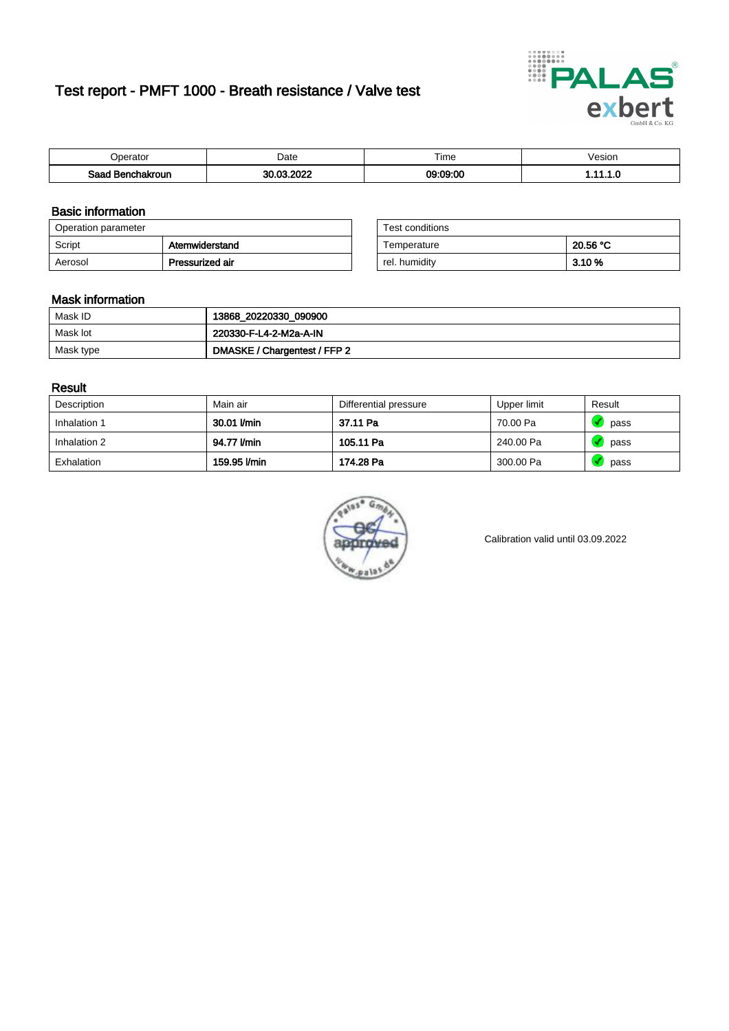# Test report - PMFT 1000 - Breath resistance / Valve test

| Operator | Date | Time | Vesion |
|---|---|---|---|
| **Saad Benchakroun** | **30.03.2022** | **09:09:00** | **1.11.1.0** |

## Basic information

| Operation parameter | |
|---|---|
| Script | **Atemwiderstand** |
| Aerosol | **Pressurized air** |

| Test conditions | |
|---|---|
| Temperature | **20.56 °C** |
| rel. humidity | **3.10 %** |

## Mask information

| | |
|---|---|
| Mask ID | **13868_20220330_090900** |
| Mask lot | **220330-F-L4-2-M2a-A-IN** |
| Mask type | **DMASKE / Chargentest / FFP 2** |

## Result

| Description | Main air | Differential pressure | Upper limit | Result |
|---|---|---|---|---|
| Inhalation 1 | **30.01 l/min** | **37.11 Pa** | 70.00 Pa | pass |
| Inhalation 2 | **94.77 l/min** | **105.11 Pa** | 240.00 Pa | pass |
| Exhalation | **159.95 l/min** | **174.28 Pa** | 300.00 Pa | pass |

Calibration valid until 03.09.2022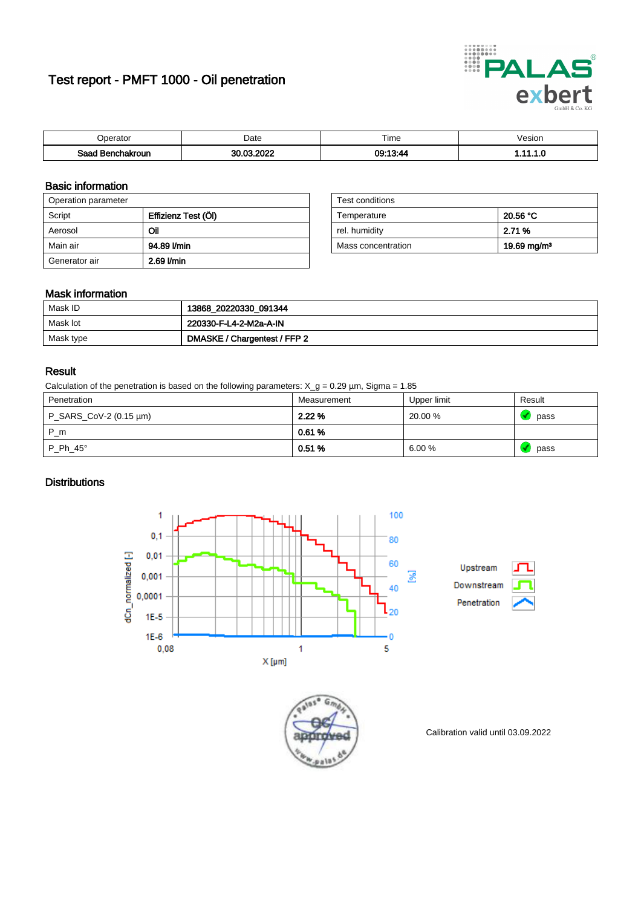# Test report - PMFT 1000 - Oil penetration

| Operator | Date | Time | Vesion |
|---|---|---|---|
| **Saad Benchakroun** | **30.03.2022** | **09:13:44** | **1.11.1.0** |

## Basic information

| Operation parameter | |
|---|---|
| Script | **Effizienz Test (Öl)** |
| Aerosol | **Oil** |
| Main air | **94.89 l/min** |
| Generator air | **2.69 l/min** |

| Test conditions | |
|---|---|
| Temperature | **20.56 °C** |
| rel. humidity | **2.71 %** |
| Mass concentration | **19.69 mg/m³** |

## Mask information

| | |
|---|---|
| Mask ID | **13868_20220330_091344** |
| Mask lot | **220330-F-L4-2-M2a-A-IN** |
| Mask type | **DMASKE / Chargentest / FFP 2** |

## Result

Calculation of the penetration is based on the following parameters: X_g = 0.29 µm, Sigma = 1.85

| Penetration | Measurement | Upper limit | Result |
|---|---|---|---|
| P_SARS_CoV-2 (0.15 µm) | **2.22 %** | 20.00 % | pass |
| P_m | **0.61 %** | | |
| P_Ph_45° | **0.51 %** | 6.00 % | pass |

## Distributions

dCn_normalized [-]
1
0,1
0,01
0,001
0,0001
1E-5
1E-6
0,08
1
5
X [µm]
[%]
100
80
60
40
20
0
Upstream
Downstream
Penetration

Calibration valid until 03.09.2022